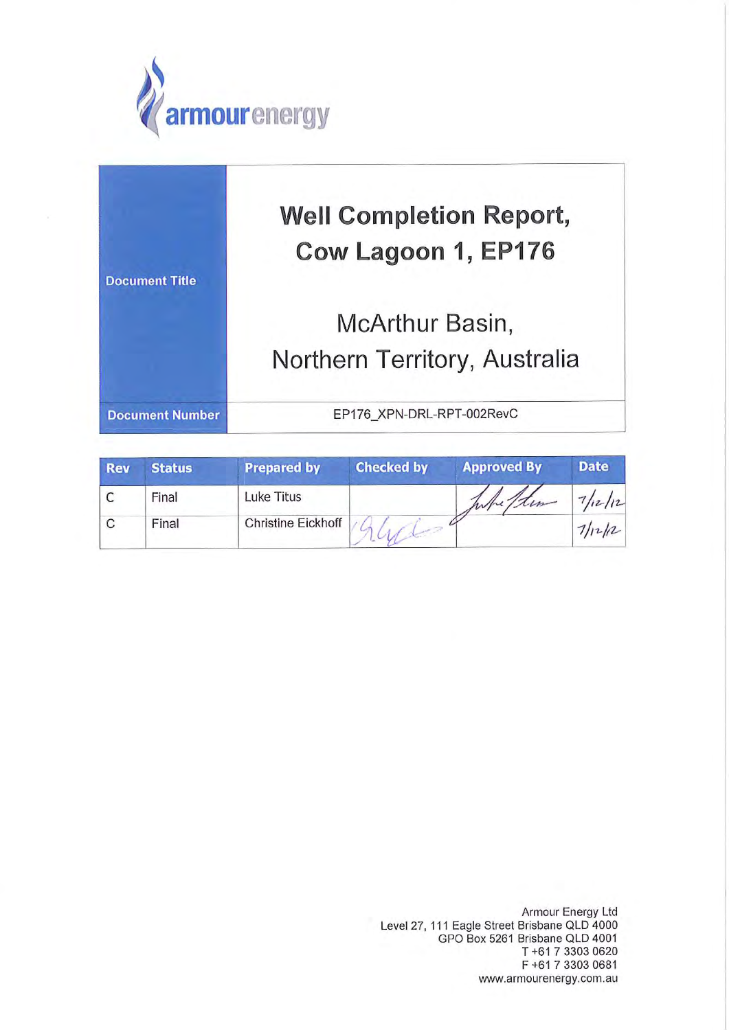armour energy

| Document Title | **Well Completion Report, Cow Lagoon 1, EP176**<br><br>McArthur Basin, Northern Territory, Australia |
|---|---|
| **Document Number** | EP176_XPN-DRL-RPT-002RevC |

| Rev | Status | Prepared by | Checked by | Approved By | Date |
|---|---|---|---|---|---|
| C | Final | Luke Titus | | *[signature]* | 7/12/12 |
| C | Final | Christine Eickhoff | *[signature]* | | 7/12/12 |

Armour Energy Ltd
Level 27, 111 Eagle Street Brisbane QLD 4000
GPO Box 5261 Brisbane QLD 4001
T +61 7 3303 0620
F +61 7 3303 0681
www.armourenergy.com.au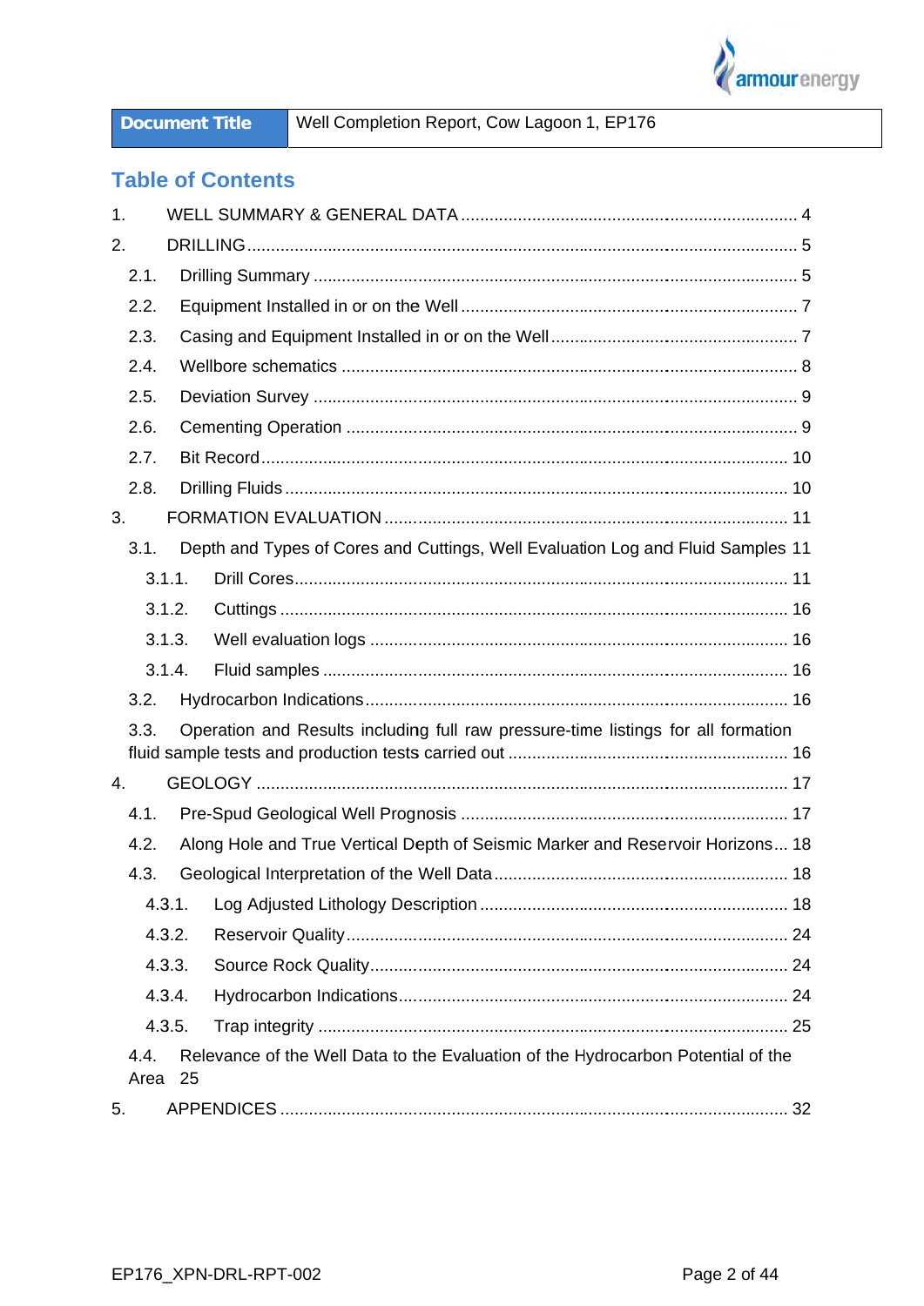| Document Title | Well Completion Report, Cow Lagoon 1, EP176 |
| --- | --- |

## Table of Contents

1. WELL SUMMARY & GENERAL DATA ........................................ 4
2. DRILLING ........................................ 5
   - 2.1. Drilling Summary ........................................ 5
   - 2.2. Equipment Installed in or on the Well ........................................ 7
   - 2.3. Casing and Equipment Installed in or on the Well ........................................ 7
   - 2.4. Wellbore schematics ........................................ 8
   - 2.5. Deviation Survey ........................................ 9
   - 2.6. Cementing Operation ........................................ 9
   - 2.7. Bit Record ........................................ 10
   - 2.8. Drilling Fluids ........................................ 10
3. FORMATION EVALUATION ........................................ 11
   - 3.1. Depth and Types of Cores and Cuttings, Well Evaluation Log and Fluid Samples 11
     - 3.1.1. Drill Cores ........................................ 11
     - 3.1.2. Cuttings ........................................ 16
     - 3.1.3. Well evaluation logs ........................................ 16
     - 3.1.4. Fluid samples ........................................ 16
   - 3.2. Hydrocarbon Indications ........................................ 16
   - 3.3. Operation and Results including full raw pressure-time listings for all formation fluid sample tests and production tests carried out ........................................ 16
4. GEOLOGY ........................................ 17
   - 4.1. Pre-Spud Geological Well Prognosis ........................................ 17
   - 4.2. Along Hole and True Vertical Depth of Seismic Marker and Reservoir Horizons ... 18
   - 4.3. Geological Interpretation of the Well Data ........................................ 18
     - 4.3.1. Log Adjusted Lithology Description ........................................ 18
     - 4.3.2. Reservoir Quality ........................................ 24
     - 4.3.3. Source Rock Quality ........................................ 24
     - 4.3.4. Hydrocarbon Indications ........................................ 24
     - 4.3.5. Trap integrity ........................................ 25
   - 4.4. Relevance of the Well Data to the Evaluation of the Hydrocarbon Potential of the Area 25
5. APPENDICES ........................................ 32

EP176_XPN-DRL-RPT-002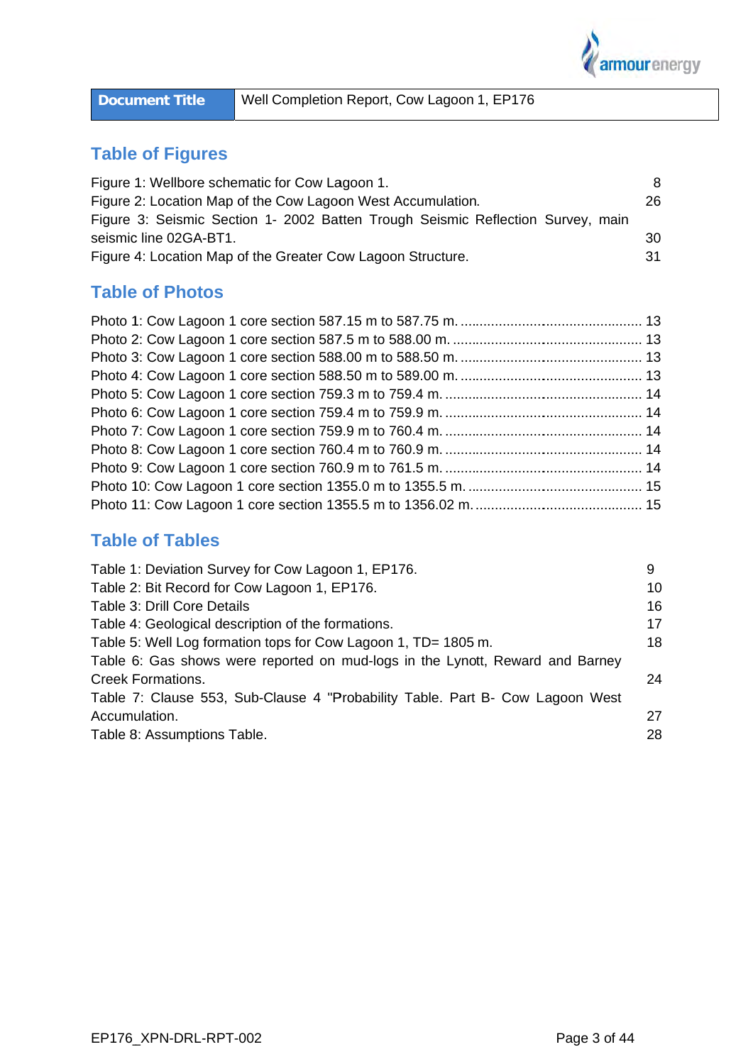| Document Title | Well Completion Report, Cow Lagoon 1, EP176 |
|---|---|

## Table of Figures

Figure 1: Wellbore schematic for Cow Lagoon 1. 8
Figure 2: Location Map of the Cow Lagoon West Accumulation. 26
Figure 3: Seismic Section 1- 2002 Batten Trough Seismic Reflection Survey, main seismic line 02GA-BT1. 30
Figure 4: Location Map of the Greater Cow Lagoon Structure. 31

## Table of Photos

Photo 1: Cow Lagoon 1 core section 587.15 m to 587.75 m. ........................................ 13
Photo 2: Cow Lagoon 1 core section 587.5 m to 588.00 m. ........................................ 13
Photo 3: Cow Lagoon 1 core section 588.00 m to 588.50 m. ........................................ 13
Photo 4: Cow Lagoon 1 core section 588.50 m to 589.00 m. ........................................ 13
Photo 5: Cow Lagoon 1 core section 759.3 m to 759.4 m. ........................................ 14
Photo 6: Cow Lagoon 1 core section 759.4 m to 759.9 m. ........................................ 14
Photo 7: Cow Lagoon 1 core section 759.9 m to 760.4 m. ........................................ 14
Photo 8: Cow Lagoon 1 core section 760.4 m to 760.9 m. ........................................ 14
Photo 9: Cow Lagoon 1 core section 760.9 m to 761.5 m. ........................................ 14
Photo 10: Cow Lagoon 1 core section 1355.0 m to 1355.5 m. ........................................ 15
Photo 11: Cow Lagoon 1 core section 1355.5 m to 1356.02 m. ........................................ 15

## Table of Tables

Table 1: Deviation Survey for Cow Lagoon 1, EP176. 9
Table 2: Bit Record for Cow Lagoon 1, EP176. 10
Table 3: Drill Core Details 16
Table 4: Geological description of the formations. 17
Table 5: Well Log formation tops for Cow Lagoon 1, TD= 1805 m. 18
Table 6: Gas shows were reported on mud-logs in the Lynott, Reward and Barney Creek Formations. 24
Table 7: Clause 553, Sub-Clause 4 "Probability Table. Part B- Cow Lagoon West Accumulation. 27
Table 8: Assumptions Table. 28